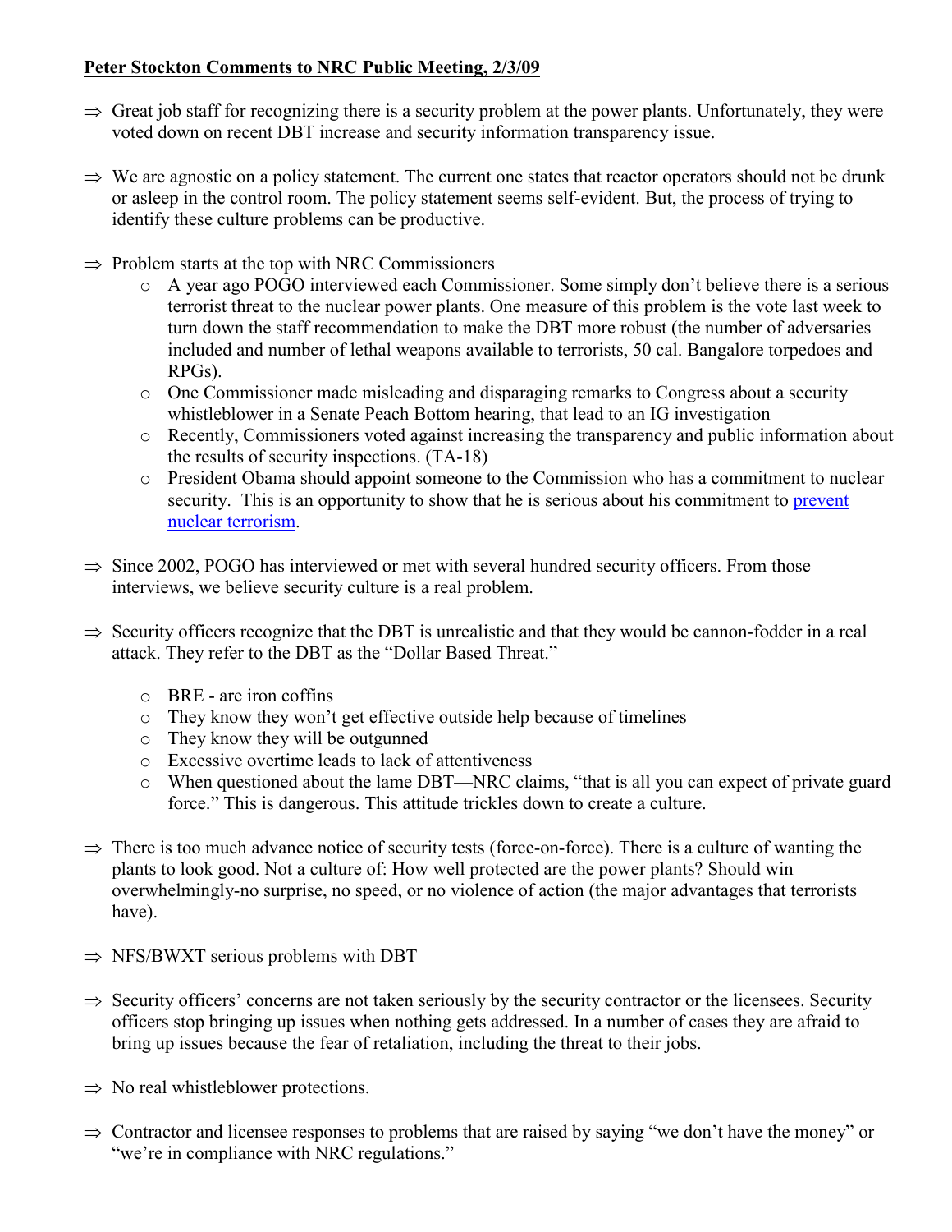**Peter Stockton Comments to NRC Public Meeting, 2/3/09**

- ⇒ Great job staff for recognizing there is a security problem at the power plants. Unfortunately, they were voted down on recent DBT increase and security information transparency issue.

- ⇒ We are agnostic on a policy statement. The current one states that reactor operators should not be drunk or asleep in the control room. The policy statement seems self-evident. But, the process of trying to identify these culture problems can be productive.

- ⇒ Problem starts at the top with NRC Commissioners
  - o A year ago POGO interviewed each Commissioner. Some simply don't believe there is a serious terrorist threat to the nuclear power plants. One measure of this problem is the vote last week to turn down the staff recommendation to make the DBT more robust (the number of adversaries included and number of lethal weapons available to terrorists, 50 cal. Bangalore torpedoes and RPGs).
  - o One Commissioner made misleading and disparaging remarks to Congress about a security whistleblower in a Senate Peach Bottom hearing, that lead to an IG investigation
  - o Recently, Commissioners voted against increasing the transparency and public information about the results of security inspections. (TA-18)
  - o President Obama should appoint someone to the Commission who has a commitment to nuclear security. This is an opportunity to show that he is serious about his commitment to prevent nuclear terrorism.

- ⇒ Since 2002, POGO has interviewed or met with several hundred security officers. From those interviews, we believe security culture is a real problem.

- ⇒ Security officers recognize that the DBT is unrealistic and that they would be cannon-fodder in a real attack. They refer to the DBT as the "Dollar Based Threat."
  - o BRE - are iron coffins
  - o They know they won't get effective outside help because of timelines
  - o They know they will be outgunned
  - o Excessive overtime leads to lack of attentiveness
  - o When questioned about the lame DBT—NRC claims, "that is all you can expect of private guard force." This is dangerous. This attitude trickles down to create a culture.

- ⇒ There is too much advance notice of security tests (force-on-force). There is a culture of wanting the plants to look good. Not a culture of: How well protected are the power plants? Should win overwhelmingly-no surprise, no speed, or no violence of action (the major advantages that terrorists have).

- ⇒ NFS/BWXT serious problems with DBT

- ⇒ Security officers' concerns are not taken seriously by the security contractor or the licensees. Security officers stop bringing up issues when nothing gets addressed. In a number of cases they are afraid to bring up issues because the fear of retaliation, including the threat to their jobs.

- ⇒ No real whistleblower protections.

- ⇒ Contractor and licensee responses to problems that are raised by saying "we don't have the money" or "we're in compliance with NRC regulations."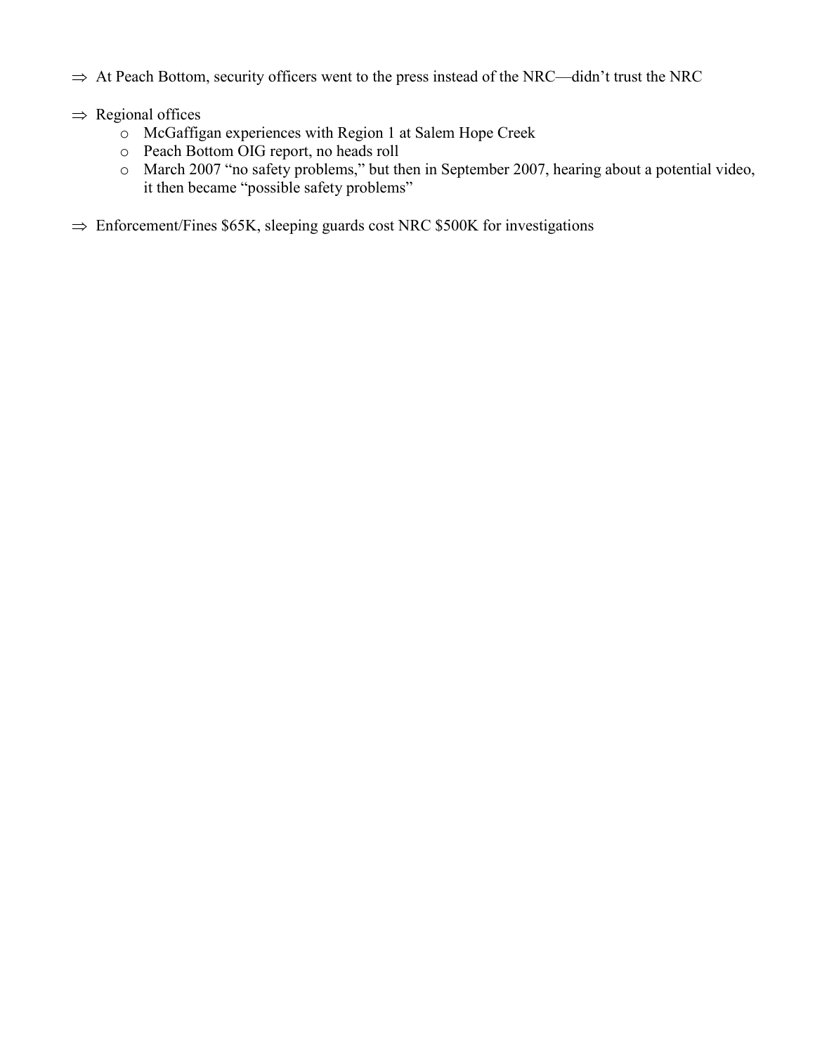- ⇒ At Peach Bottom, security officers went to the press instead of the NRC—didn't trust the NRC

- ⇒ Regional offices
  - o McGaffigan experiences with Region 1 at Salem Hope Creek
  - o Peach Bottom OIG report, no heads roll
  - o March 2007 "no safety problems," but then in September 2007, hearing about a potential video, it then became "possible safety problems"

- ⇒ Enforcement/Fines $65K, sleeping guards cost NRC $500K for investigations